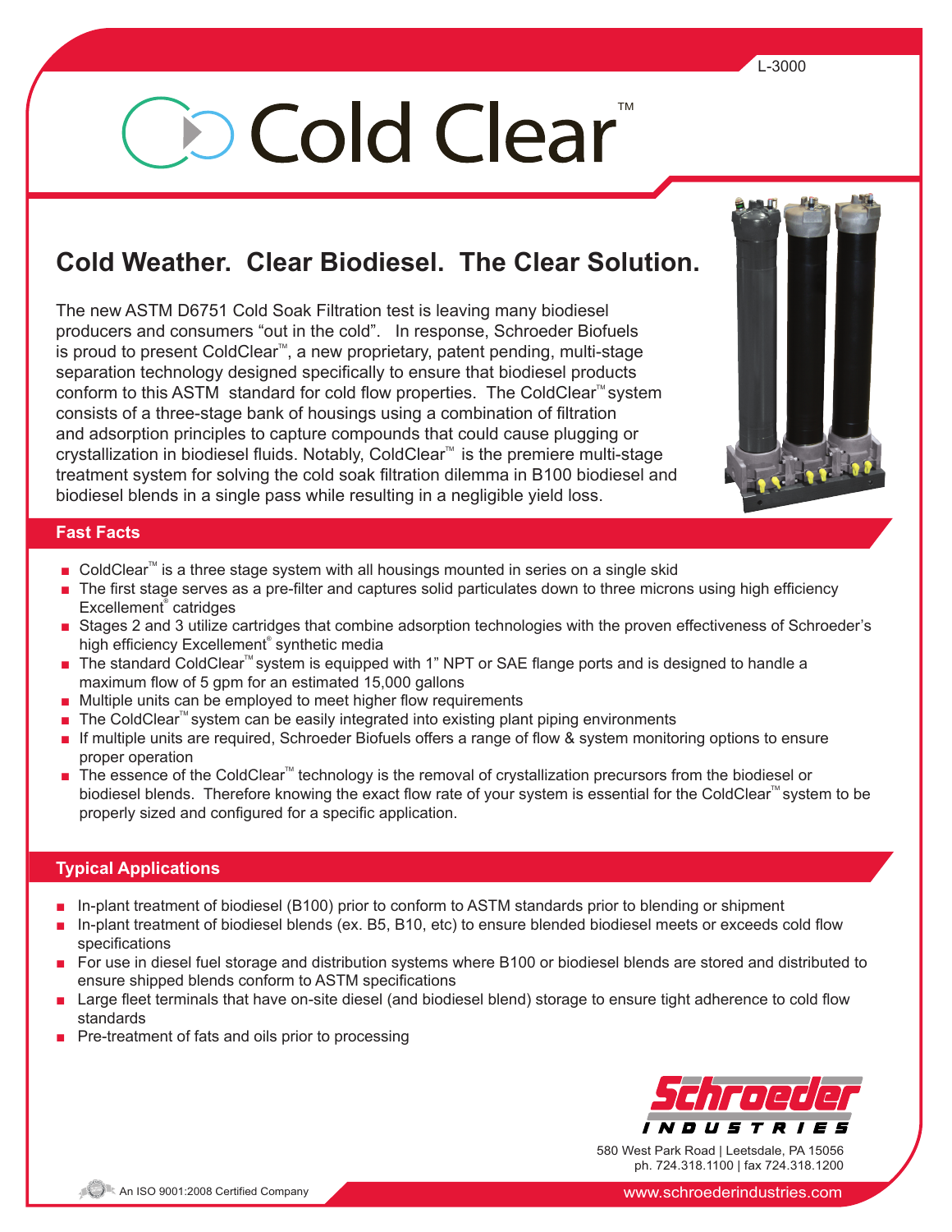L-3000

# Cold Clear™

## Cold Weather. Clear Biodiesel. The Clear Solution.

The new ASTM D6751 Cold Soak Filtration test is leaving many biodiesel producers and consumers "out in the cold". In response, Schroeder Biofuels is proud to present ColdClear™, a new proprietary, patent pending, multi-stage separation technology designed specifically to ensure that biodiesel products conform to this ASTM standard for cold flow properties. The ColdClear™ system consists of a three-stage bank of housings using a combination of filtration and adsorption principles to capture compounds that could cause plugging or crystallization in biodiesel fluids. Notably, ColdClear™ is the premiere multi-stage treatment system for solving the cold soak filtration dilemma in B100 biodiesel and biodiesel blends in a single pass while resulting in a negligible yield loss.

### Fast Facts

- ColdClear™ is a three stage system with all housings mounted in series on a single skid
- The first stage serves as a pre-filter and captures solid particulates down to three microns using high efficiency Excellement® catridges
- Stages 2 and 3 utilize cartridges that combine adsorption technologies with the proven effectiveness of Schroeder's high efficiency Excellement® synthetic media
- The standard ColdClear™ system is equipped with 1" NPT or SAE flange ports and is designed to handle a maximum flow of 5 gpm for an estimated 15,000 gallons
- Multiple units can be employed to meet higher flow requirements
- The ColdClear™ system can be easily integrated into existing plant piping environments
- If multiple units are required, Schroeder Biofuels offers a range of flow & system monitoring options to ensure proper operation
- The essence of the ColdClear™ technology is the removal of crystallization precursors from the biodiesel or biodiesel blends. Therefore knowing the exact flow rate of your system is essential for the ColdClear™ system to be properly sized and configured for a specific application.

### Typical Applications

- In-plant treatment of biodiesel (B100) prior to conform to ASTM standards prior to blending or shipment
- In-plant treatment of biodiesel blends (ex. B5, B10, etc) to ensure blended biodiesel meets or exceeds cold flow specifications
- For use in diesel fuel storage and distribution systems where B100 or biodiesel blends are stored and distributed to ensure shipped blends conform to ASTM specifications
- Large fleet terminals that have on-site diesel (and biodiesel blend) storage to ensure tight adherence to cold flow standards
- Pre-treatment of fats and oils prior to processing

Schroeder Industries
580 West Park Road | Leetsdale, PA 15056
ph. 724.318.1100 | fax 724.318.1200

An ISO 9001:2008 Certified Company

www.schroederindustries.com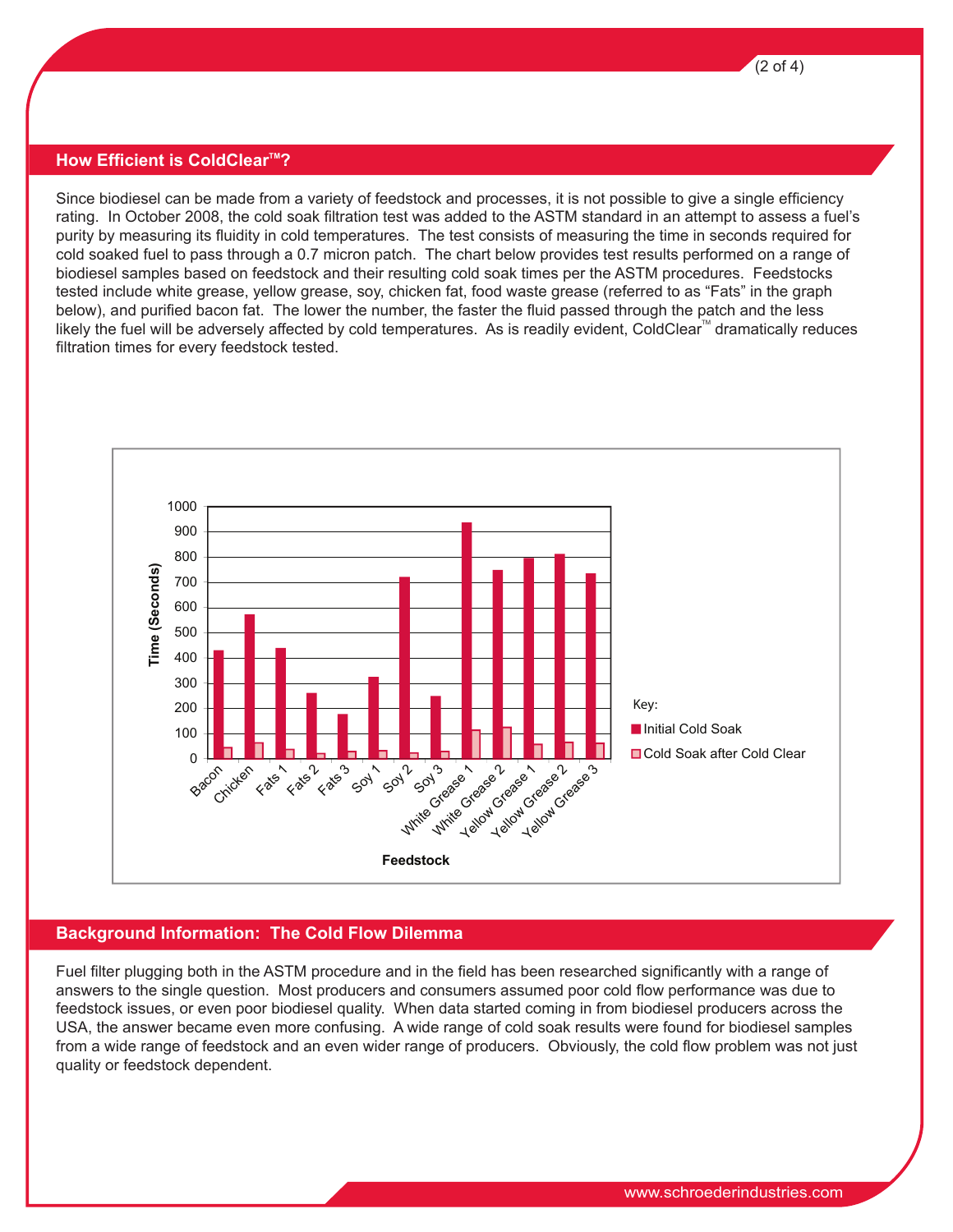## How Efficient is ColdClear™?

Since biodiesel can be made from a variety of feedstock and processes, it is not possible to give a single efficiency rating. In October 2008, the cold soak filtration test was added to the ASTM standard in an attempt to assess a fuel's purity by measuring its fluidity in cold temperatures. The test consists of measuring the time in seconds required for cold soaked fuel to pass through a 0.7 micron patch. The chart below provides test results performed on a range of biodiesel samples based on feedstock and their resulting cold soak times per the ASTM procedures. Feedstocks tested include white grease, yellow grease, soy, chicken fat, food waste grease (referred to as "Fats" in the graph below), and purified bacon fat. The lower the number, the faster the fluid passed through the patch and the less likely the fuel will be adversely affected by cold temperatures. As is readily evident, ColdClear™ dramatically reduces filtration times for every feedstock tested.

## Background Information: The Cold Flow Dilemma

Fuel filter plugging both in the ASTM procedure and in the field has been researched significantly with a range of answers to the single question. Most producers and consumers assumed poor cold flow performance was due to feedstock issues, or even poor biodiesel quality. When data started coming in from biodiesel producers across the USA, the answer became even more confusing. A wide range of cold soak results were found for biodiesel samples from a wide range of feedstock and an even wider range of producers. Obviously, the cold flow problem was not just quality or feedstock dependent.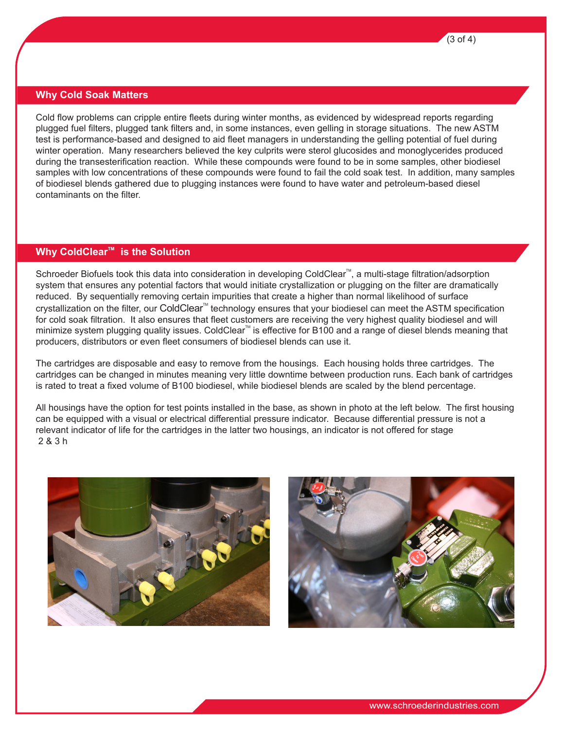## Why Cold Soak Matters

Cold flow problems can cripple entire fleets during winter months, as evidenced by widespread reports regarding plugged fuel filters, plugged tank filters and, in some instances, even gelling in storage situations. The new ASTM test is performance-based and designed to aid fleet managers in understanding the gelling potential of fuel during winter operation. Many researchers believed the key culprits were sterol glucosides and monoglycerides produced during the transesterification reaction. While these compounds were found to be in some samples, other biodiesel samples with low concentrations of these compounds were found to fail the cold soak test. In addition, many samples of biodiesel blends gathered due to plugging instances were found to have water and petroleum-based diesel contaminants on the filter.

## Why ColdClear™ is the Solution

Schroeder Biofuels took this data into consideration in developing ColdClear™, a multi-stage filtration/adsorption system that ensures any potential factors that would initiate crystallization or plugging on the filter are dramatically reduced. By sequentially removing certain impurities that create a higher than normal likelihood of surface crystallization on the filter, our ColdClear™ technology ensures that your biodiesel can meet the ASTM specification for cold soak filtration. It also ensures that fleet customers are receiving the very highest quality biodiesel and will minimize system plugging quality issues. ColdClear™ is effective for B100 and a range of diesel blends meaning that producers, distributors or even fleet consumers of biodiesel blends can use it.

The cartridges are disposable and easy to remove from the housings. Each housing holds three cartridges. The cartridges can be changed in minutes meaning very little downtime between production runs. Each bank of cartridges is rated to treat a fixed volume of B100 biodiesel, while biodiesel blends are scaled by the blend percentage.

All housings have the option for test points installed in the base, as shown in photo at the left below. The first housing can be equipped with a visual or electrical differential pressure indicator. Because differential pressure is not a relevant indicator of life for the cartridges in the latter two housings, an indicator is not offered for stage 2 & 3 h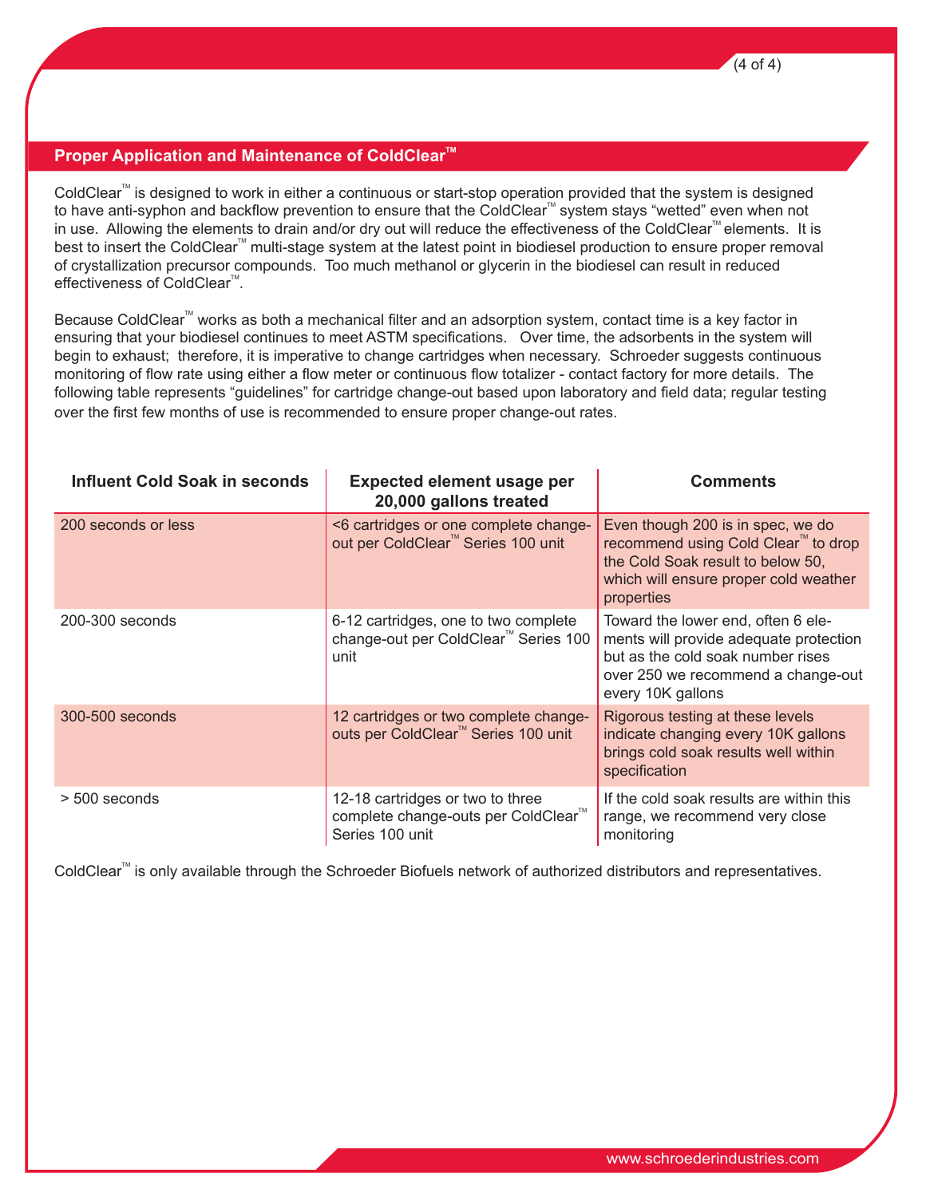## Proper Application and Maintenance of ColdClear™

ColdClear™ is designed to work in either a continuous or start-stop operation provided that the system is designed to have anti-syphon and backflow prevention to ensure that the ColdClear™ system stays "wetted" even when not in use. Allowing the elements to drain and/or dry out will reduce the effectiveness of the ColdClear™ elements. It is best to insert the ColdClear™ multi-stage system at the latest point in biodiesel production to ensure proper removal of crystallization precursor compounds. Too much methanol or glycerin in the biodiesel can result in reduced effectiveness of ColdClear™.

Because ColdClear™ works as both a mechanical filter and an adsorption system, contact time is a key factor in ensuring that your biodiesel continues to meet ASTM specifications. Over time, the adsorbents in the system will begin to exhaust; therefore, it is imperative to change cartridges when necessary. Schroeder suggests continuous monitoring of flow rate using either a flow meter or continuous flow totalizer - contact factory for more details. The following table represents "guidelines" for cartridge change-out based upon laboratory and field data; regular testing over the first few months of use is recommended to ensure proper change-out rates.

| Influent Cold Soak in seconds | Expected element usage per 20,000 gallons treated | Comments |
|---|---|---|
| 200 seconds or less | <6 cartridges or one complete change-out per ColdClear™ Series 100 unit | Even though 200 is in spec, we do recommend using Cold Clear™ to drop the Cold Soak result to below 50, which will ensure proper cold weather properties |
| 200-300 seconds | 6-12 cartridges, one to two complete change-out per ColdClear™ Series 100 unit | Toward the lower end, often 6 elements will provide adequate protection but as the cold soak number rises over 250 we recommend a change-out every 10K gallons |
| 300-500 seconds | 12 cartridges or two complete change-outs per ColdClear™ Series 100 unit | Rigorous testing at these levels indicate changing every 10K gallons brings cold soak results well within specification |
| > 500 seconds | 12-18 cartridges or two to three complete change-outs per ColdClear™ Series 100 unit | If the cold soak results are within this range, we recommend very close monitoring |

ColdClear™ is only available through the Schroeder Biofuels network of authorized distributors and representatives.